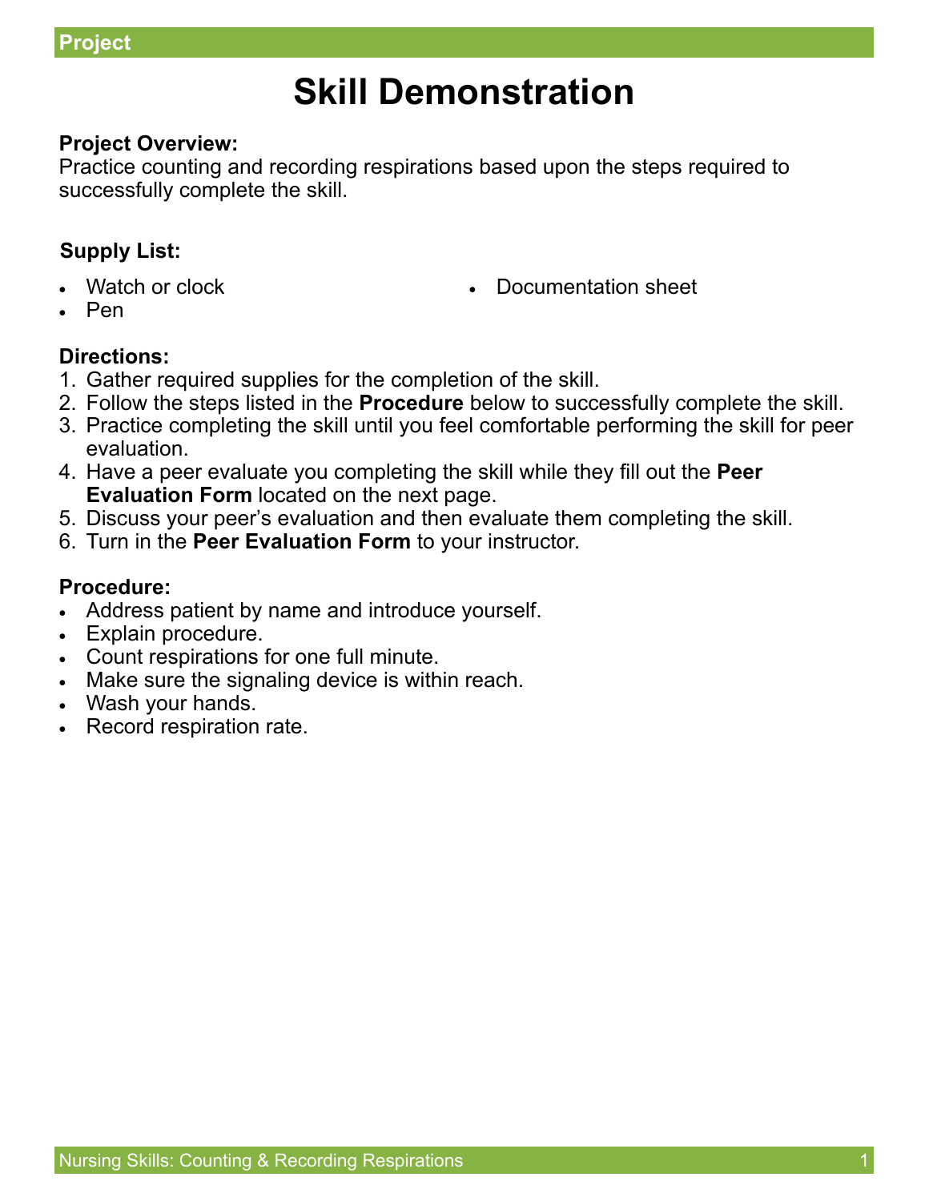**Project**

# Skill Demonstration

**Project Overview:**
Practice counting and recording respirations based upon the steps required to successfully complete the skill.

**Supply List:**

- Watch or clock
- Pen
- Documentation sheet

**Directions:**

1. Gather required supplies for the completion of the skill.
2. Follow the steps listed in the **Procedure** below to successfully complete the skill.
3. Practice completing the skill until you feel comfortable performing the skill for peer evaluation.
4. Have a peer evaluate you completing the skill while they fill out the **Peer Evaluation Form** located on the next page.
5. Discuss your peer's evaluation and then evaluate them completing the skill.
6. Turn in the **Peer Evaluation Form** to your instructor.

**Procedure:**

- Address patient by name and introduce yourself.
- Explain procedure.
- Count respirations for one full minute.
- Make sure the signaling device is within reach.
- Wash your hands.
- Record respiration rate.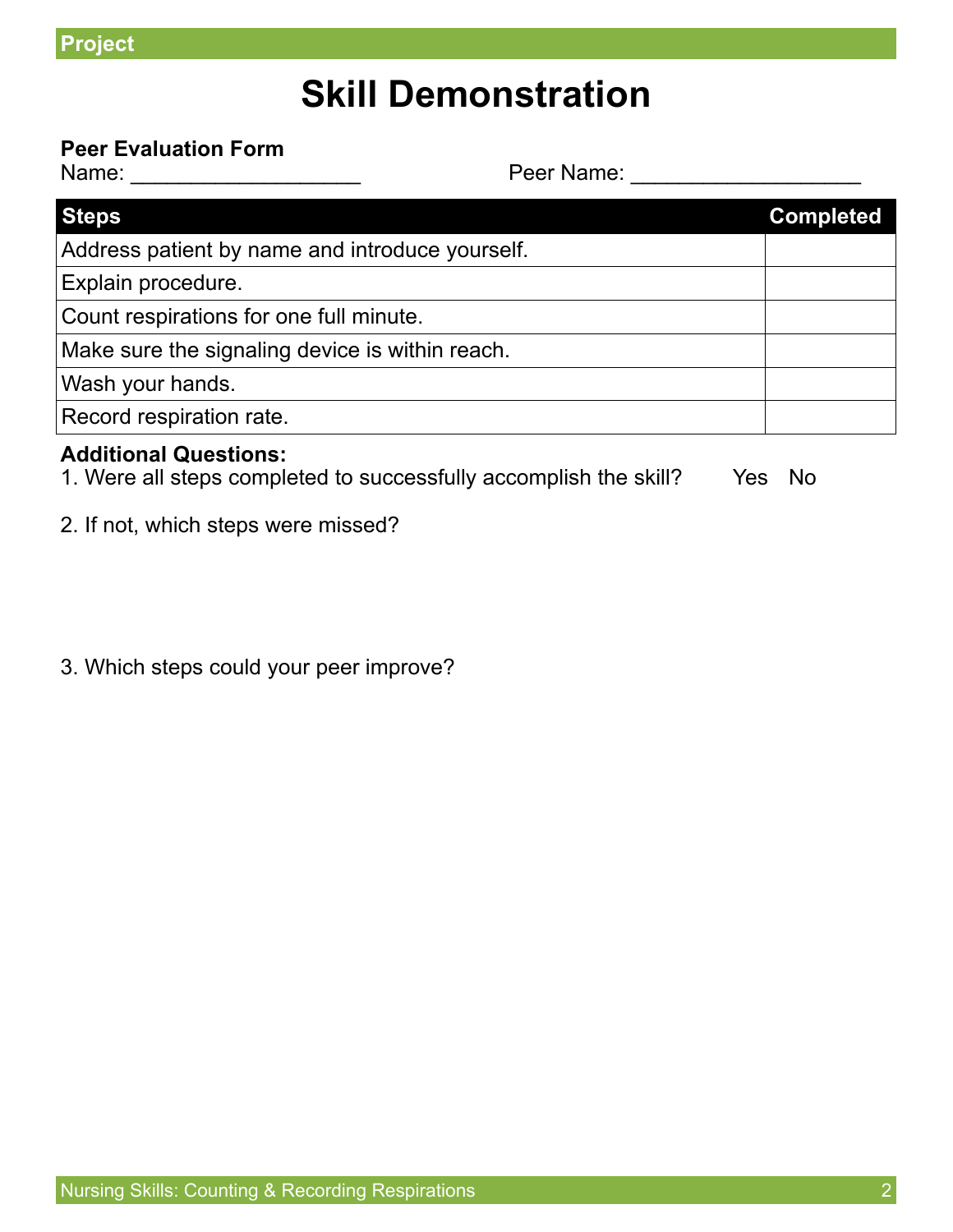# Skill Demonstration

**Peer Evaluation Form**

Name: ___________________ Peer Name: ___________________

| Steps | Completed |
|---|---|
| Address patient by name and introduce yourself. | |
| Explain procedure. | |
| Count respirations for one full minute. | |
| Make sure the signaling device is within reach. | |
| Wash your hands. | |
| Record respiration rate. | |

**Additional Questions:**

1. Were all steps completed to successfully accomplish the skill? Yes No

2. If not, which steps were missed?

3. Which steps could your peer improve?